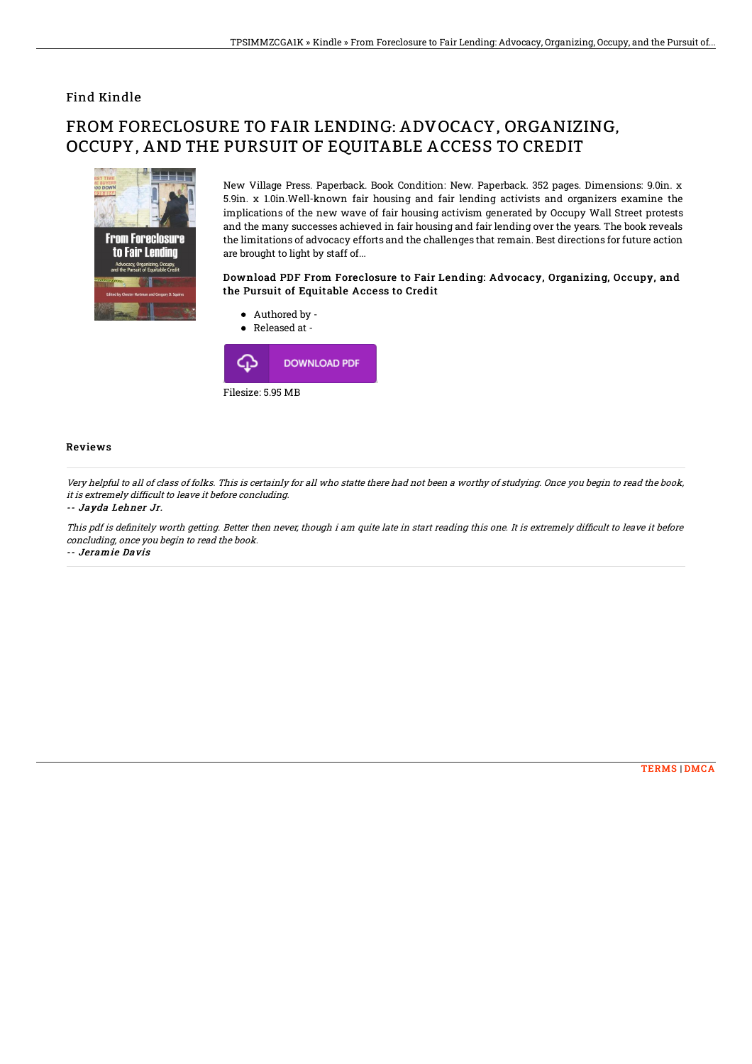Find Kindle

# FROM FORECLOSURE TO FAIR LENDING: ADVOCACY, ORGANIZING, OCCUPY, AND THE PURSUIT OF EQUITABLE ACCESS TO CREDIT

New Village Press. Paperback. Book Condition: New. Paperback. 352 pages. Dimensions: 9.0in. x 5.9in. x 1.0in.Well-known fair housing and fair lending activists and organizers examine the implications of the new wave of fair housing activism generated by Occupy Wall Street protests and the many successes achieved in fair housing and fair lending over the years. The book reveals the limitations of advocacy efforts and the challenges that remain. Best directions for future action are brought to light by staff of...

### Download PDF From Foreclosure to Fair Lending: Advocacy, Organizing, Occupy, and the Pursuit of Equitable Access to Credit

- Authored by -
- Released at -

DOWNLOAD PDF

Filesize: 5.95 MB

## Reviews

*Very helpful to all of class of folks. This is certainly for all who statte there had not been a worthy of studying. Once you begin to read the book, it is extremely difficult to leave it before concluding.*

*-- Jayda Lehner Jr.*

*This pdf is definitely worth getting. Better then never, though i am quite late in start reading this one. It is extremely difficult to leave it before concluding, once you begin to read the book.*

*-- Jeramie Davis*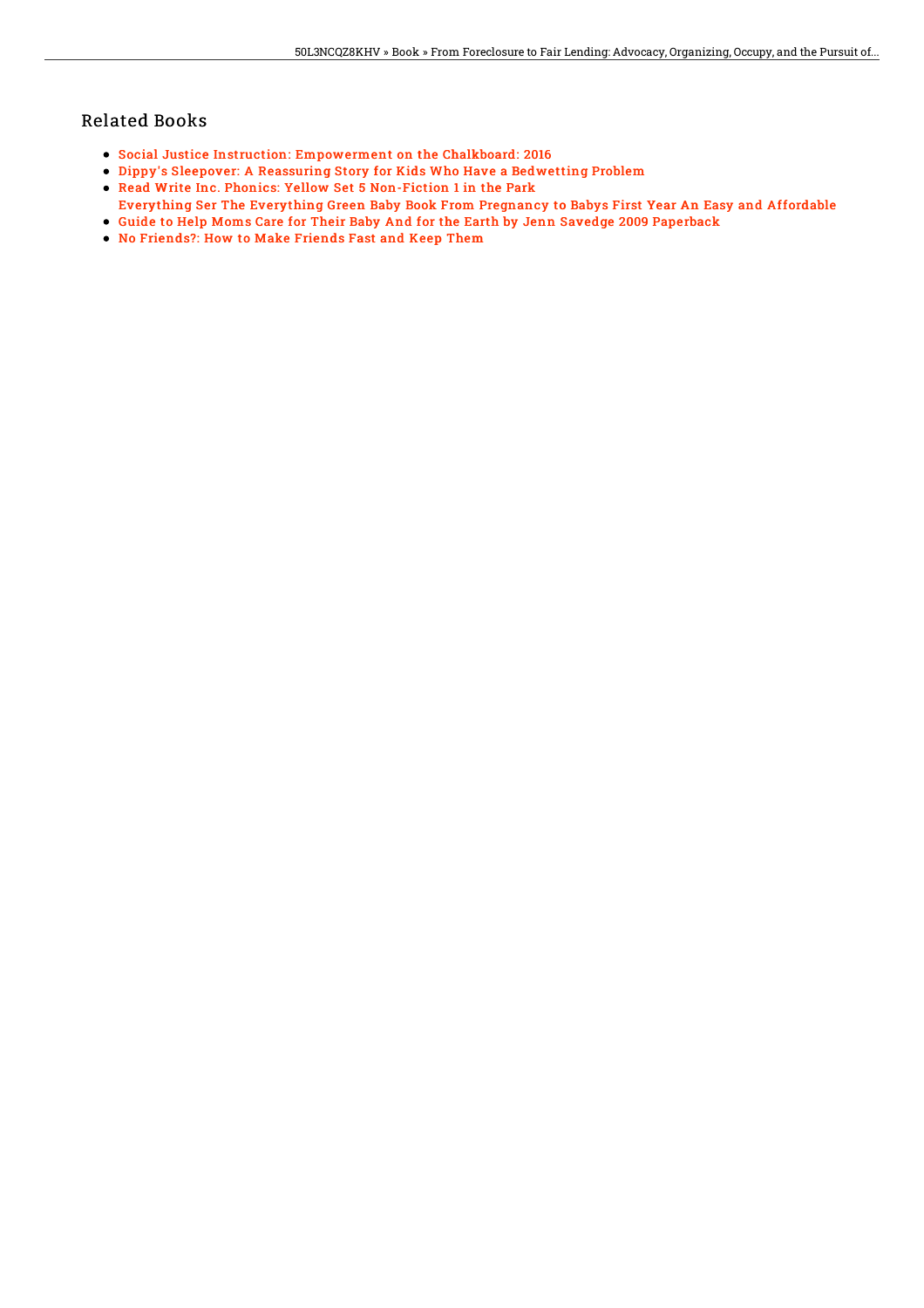## Related Books

- Social Justice Instruction: Empowerment on the Chalkboard: 2016
- Dippy's Sleepover: A Reassuring Story for Kids Who Have a Bedwetting Problem
- Read Write Inc. Phonics: Yellow Set 5 Non-Fiction 1 in the Park
- Everything Ser The Everything Green Baby Book From Pregnancy to Babys First Year An Easy and Affordable Guide to Help Moms Care for Their Baby And for the Earth by Jenn Savedge 2009 Paperback
- No Friends?: How to Make Friends Fast and Keep Them